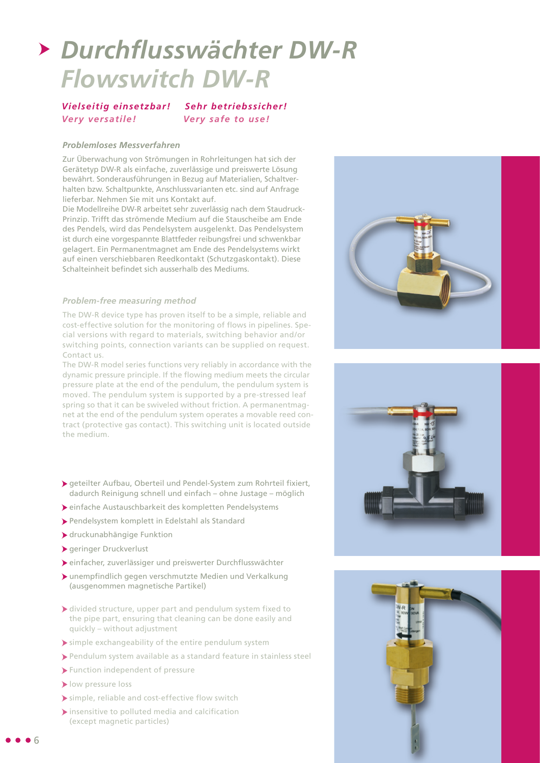# Durchflusswächter DW-R
# Flowswitch DW-R

***Vielseitig einsetzbar!*** ***Sehr betriebssicher!***
***Very versatile!*** ***Very safe to use!***

### *Problemloses Messverfahren*

Zur Überwachung von Strömungen in Rohrleitungen hat sich der Gerätetyp DW-R als einfache, zuverlässige und preiswerte Lösung bewährt. Sonderausführungen in Bezug auf Materialien, Schaltverhalten bzw. Schaltpunkte, Anschlussvarianten etc. sind auf Anfrage lieferbar. Nehmen Sie mit uns Kontakt auf.
Die Modellreihe DW-R arbeitet sehr zuverlässig nach dem Staudruck-Prinzip. Trifft das strömende Medium auf die Stauscheibe am Ende des Pendels, wird das Pendelsystem ausgelenkt. Das Pendelsystem ist durch eine vorgespannte Blattfeder reibungsfrei und schwenkbar gelagert. Ein Permanentmagnet am Ende des Pendelsystems wirkt auf einen verschiebbaren Reedkontakt (Schutzgaskontakt). Diese Schalteinheit befindet sich ausserhalb des Mediums.

### *Problem-free measuring method*

The DW-R device type has proven itself to be a simple, reliable and cost-effective solution for the monitoring of flows in pipelines. Special versions with regard to materials, switching behavior and/or switching points, connection variants can be supplied on request. Contact us.
The DW-R model series functions very reliably in accordance with the dynamic pressure principle. If the flowing medium meets the circular pressure plate at the end of the pendulum, the pendulum system is moved. The pendulum system is supported by a pre-stressed leaf spring so that it can be swiveled without friction. A permanentmagnet at the end of the pendulum system operates a movable reed contract (protective gas contact). This switching unit is located outside the medium.

- geteilter Aufbau, Oberteil und Pendel-System zum Rohrteil fixiert, dadurch Reinigung schnell und einfach – ohne Justage – möglich
- einfache Austauschbarkeit des kompletten Pendelsystems
- Pendelsystem komplett in Edelstahl als Standard
- druckunabhängige Funktion
- geringer Druckverlust
- einfacher, zuverlässiger und preiswerter Durchflusswächter
- unempfindlich gegen verschmutzte Medien und Verkalkung (ausgenommen magnetische Partikel)

- divided structure, upper part and pendulum system fixed to the pipe part, ensuring that cleaning can be done easily and quickly – without adjustment
- simple exchangeability of the entire pendulum system
- Pendulum system available as a standard feature in stainless steel
- Function independent of pressure
- low pressure loss
- simple, reliable and cost-effective flow switch
- insensitive to polluted media and calcification (except magnetic particles)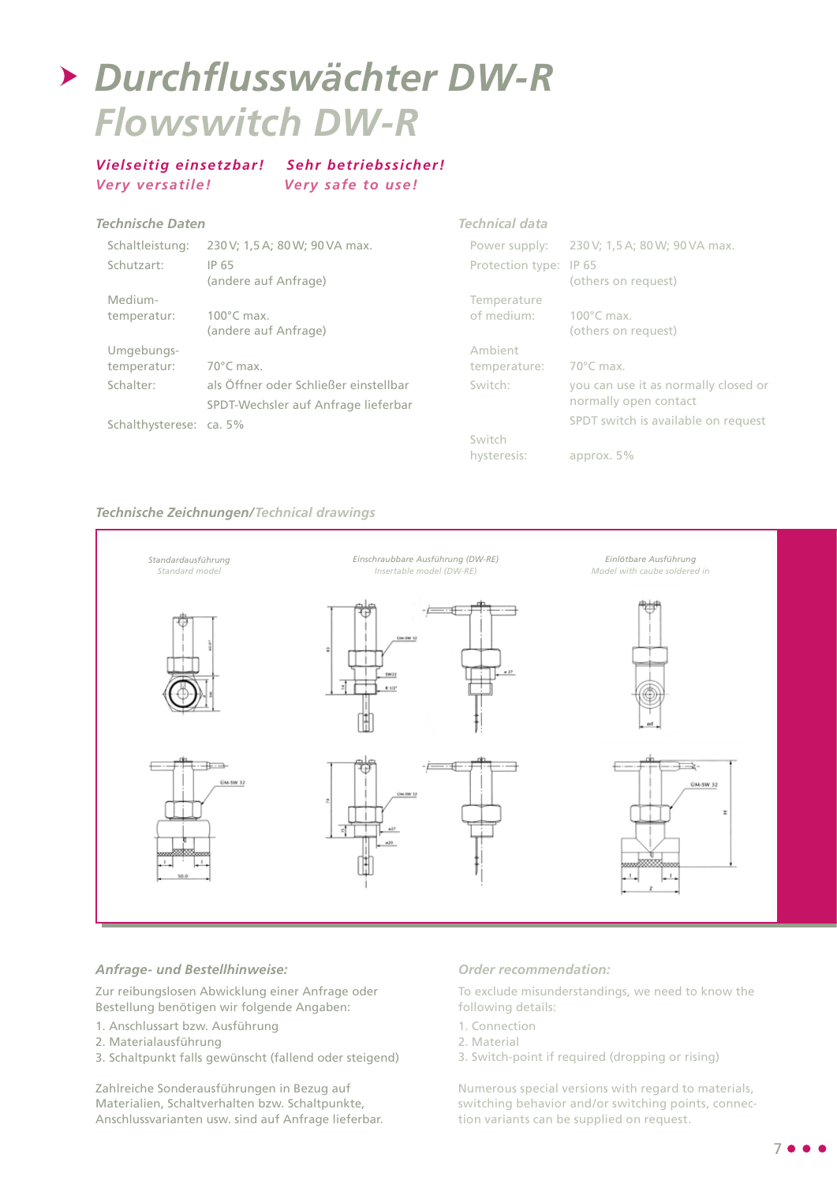# Durchflusswächter DW-R
# Flowswitch DW-R

***Vielseitig einsetzbar!*** ***Sehr betriebssicher!***
***Very versatile!*** ***Very safe to use!***

### *Technische Daten*

| | |
|---|---|
| Schaltleistung: | 230 V; 1,5 A; 80 W; 90 VA max. |
| Schutzart: | IP 65 (andere auf Anfrage) |
| Medium-temperatur: | 100°C max. (andere auf Anfrage) |
| Umgebungs-temperatur: | 70°C max. |
| Schalter: | als Öffner oder Schließer einstellbar<br>SPDT-Wechsler auf Anfrage lieferbar |
| Schalthysterese: | ca. 5% |

### *Technical data*

| | |
|---|---|
| Power supply: | 230 V; 1,5 A; 80 W; 90 VA max. |
| Protection type: | IP 65 (others on request) |
| Temperature of medium: | 100°C max. (others on request) |
| Ambient temperature: | 70°C max. |
| Switch: | you can use it as normally closed or normally open contact<br>SPDT switch is available on request |
| Switch hysteresis: | approx. 5% |

### *Technische Zeichnungen/Technical drawings*

*Standardausführung*
*Standard model*

*Einschraubbare Ausführung (DW-RE)*
*Insertable model (DW-RE)*

*Einlötbare Ausführung*
*Model with caube soldered in*

### *Anfrage- und Bestellhinweise:*

Zur reibungslosen Abwicklung einer Anfrage oder Bestellung benötigen wir folgende Angaben:

1. Anschlussart bzw. Ausführung
2. Materialausführung
3. Schaltpunkt falls gewünscht (fallend oder steigend)

Zahlreiche Sonderausführungen in Bezug auf Materialien, Schaltverhalten bzw. Schaltpunkte, Anschlussvarianten usw. sind auf Anfrage lieferbar.

### *Order recommendation:*

To exclude misunderstandings, we need to know the following details:

1. Connection
2. Material
3. Switch-point if required (dropping or rising)

Numerous special versions with regard to materials, switching behavior and/or switching points, connection variants can be supplied on request.